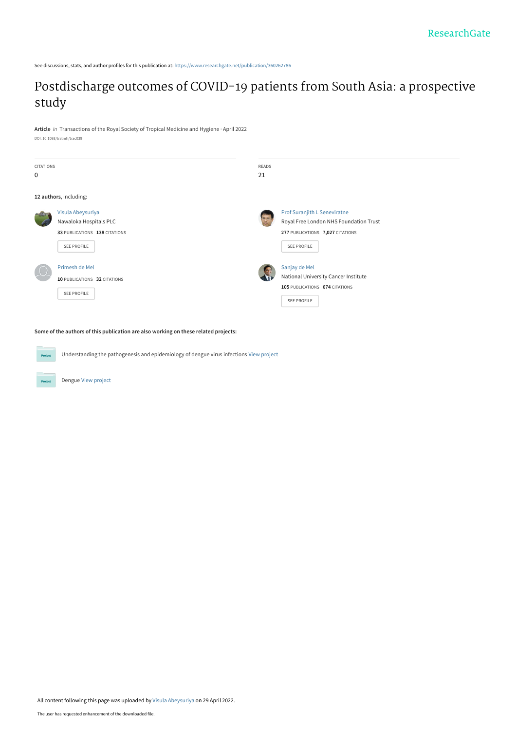ResearchGate

See discussions, stats, and author profiles for this publication at: https://www.researchgate.net/publication/360262786

# Postdischarge outcomes of COVID-19 patients from South Asia: a prospective study

**Article** *in* Transactions of the Royal Society of Tropical Medicine and Hygiene · April 2022

DOI: 10.1093/trstmh/trac039

CITATIONS
0

READS
21

**12 authors**, including:

Visula Abeysuriya
Nawaloka Hospitals PLC
**33** PUBLICATIONS **138** CITATIONS
SEE PROFILE

Prof Suranjith L Seneviratne
Royal Free London NHS Foundation Trust
**277** PUBLICATIONS **7,027** CITATIONS
SEE PROFILE

Primesh de Mel
**10** PUBLICATIONS **32** CITATIONS
SEE PROFILE

Sanjay de Mel
National University Cancer Institute
**105** PUBLICATIONS **674** CITATIONS
SEE PROFILE

**Some of the authors of this publication are also working on these related projects:**

Understanding the pathogenesis and epidemiology of dengue virus infections View project

Dengue View project

All content following this page was uploaded by Visula Abeysuriya on 29 April 2022.

The user has requested enhancement of the downloaded file.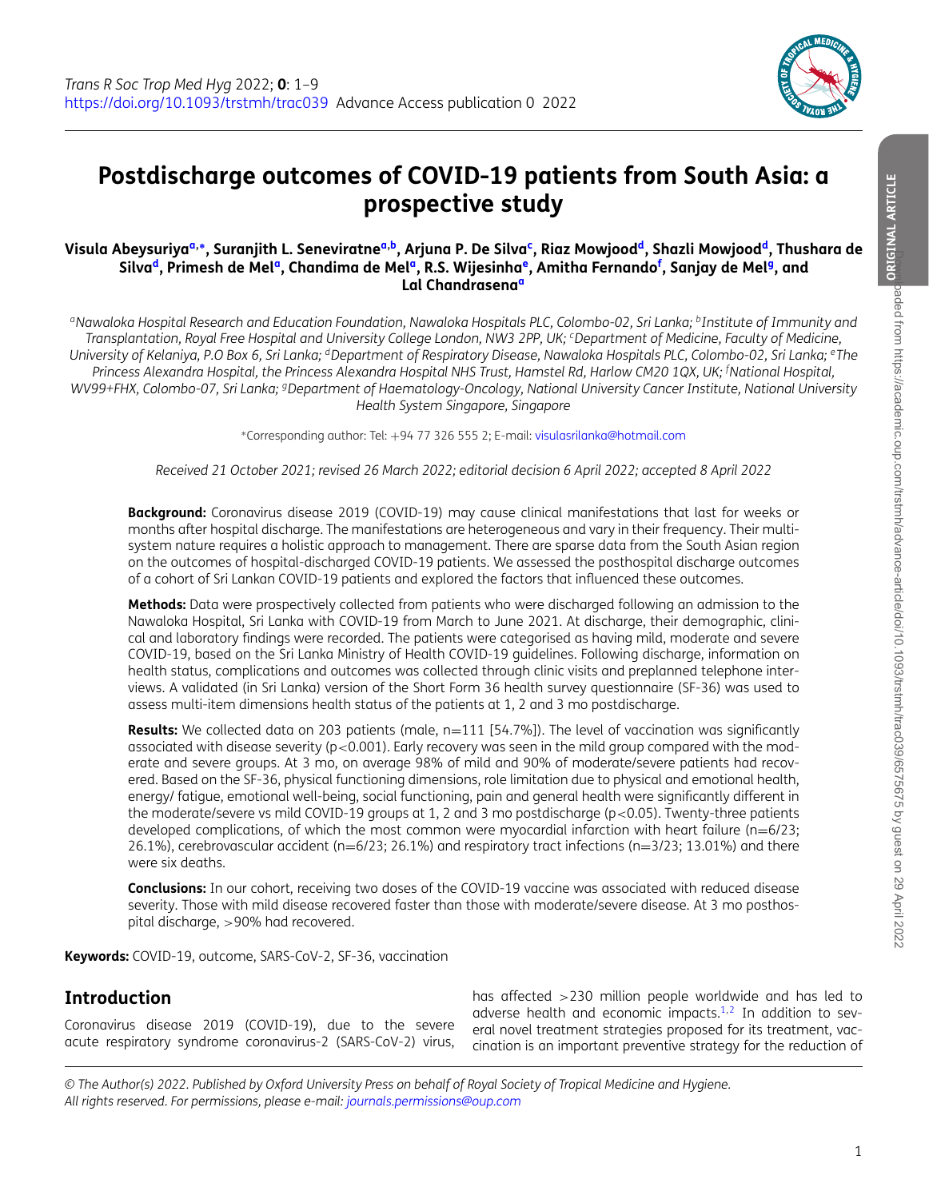# Postdischarge outcomes of COVID-19 patients from South Asia: a prospective study

**Visula Abeysuriya[a,*], Suranjith L. Seneviratne[a,b], Arjuna P. De Silva[c], Riaz Mowjood[d], Shazli Mowjood[d], Thushara de Silva[d], Primesh de Mel[a], Chandima de Mel[a], R.S. Wijesinha[e], Amitha Fernando[f], Sanjay de Mel[g], and Lal Chandrasena[a]**

*[a]Nawaloka Hospital Research and Education Foundation, Nawaloka Hospitals PLC, Colombo-02, Sri Lanka; [b]Institute of Immunity and Transplantation, Royal Free Hospital and University College London, NW3 2PP, UK; [c]Department of Medicine, Faculty of Medicine, University of Kelaniya, P.O Box 6, Sri Lanka; [d]Department of Respiratory Disease, Nawaloka Hospitals PLC, Colombo-02, Sri Lanka; [e]The Princess Alexandra Hospital, the Princess Alexandra Hospital NHS Trust, Hamstel Rd, Harlow CM20 1QX, UK; [f]National Hospital, WV99+FHX, Colombo-07, Sri Lanka; [g]Department of Haematology-Oncology, National University Cancer Institute, National University Health System Singapore, Singapore*

*Corresponding author: Tel: +94 77 326 555 2; E-mail: visulasrilanka@hotmail.com

*Received 21 October 2021; revised 26 March 2022; editorial decision 6 April 2022; accepted 8 April 2022*

**Background:** Coronavirus disease 2019 (COVID-19) may cause clinical manifestations that last for weeks or months after hospital discharge. The manifestations are heterogeneous and vary in their frequency. Their multisystem nature requires a holistic approach to management. There are sparse data from the South Asian region on the outcomes of hospital-discharged COVID-19 patients. We assessed the posthospital discharge outcomes of a cohort of Sri Lankan COVID-19 patients and explored the factors that influenced these outcomes.

**Methods:** Data were prospectively collected from patients who were discharged following an admission to the Nawaloka Hospital, Sri Lanka with COVID-19 from March to June 2021. At discharge, their demographic, clinical and laboratory findings were recorded. The patients were categorised as having mild, moderate and severe COVID-19, based on the Sri Lanka Ministry of Health COVID-19 guidelines. Following discharge, information on health status, complications and outcomes was collected through clinic visits and preplanned telephone interviews. A validated (in Sri Lanka) version of the Short Form 36 health survey questionnaire (SF-36) was used to assess multi-item dimensions health status of the patients at 1, 2 and 3 mo postdischarge.

**Results:** We collected data on 203 patients (male, n=111 [54.7%]). The level of vaccination was significantly associated with disease severity ($p<0.001$). Early recovery was seen in the mild group compared with the moderate and severe groups. At 3 mo, on average 98% of mild and 90% of moderate/severe patients had recovered. Based on the SF-36, physical functioning dimensions, role limitation due to physical and emotional health, energy/ fatigue, emotional well-being, social functioning, pain and general health were significantly different in the moderate/severe vs mild COVID-19 groups at 1, 2 and 3 mo postdischarge ($p<0.05$). Twenty-three patients developed complications, of which the most common were myocardial infarction with heart failure (n=6/23; 26.1%), cerebrovascular accident (n=6/23; 26.1%) and respiratory tract infections (n=3/23; 13.01%) and there were six deaths.

**Conclusions:** In our cohort, receiving two doses of the COVID-19 vaccine was associated with reduced disease severity. Those with mild disease recovered faster than those with moderate/severe disease. At 3 mo posthospital discharge, >90% had recovered.

**Keywords:** COVID-19, outcome, SARS-CoV-2, SF-36, vaccination

## Introduction

Coronavirus disease 2019 (COVID-19), due to the severe acute respiratory syndrome coronavirus-2 (SARS-CoV-2) virus, has affected >230 million people worldwide and has led to adverse health and economic impacts.[1,2] In addition to several novel treatment strategies proposed for its treatment, vaccination is an important preventive strategy for the reduction of

© The Author(s) 2022. Published by Oxford University Press on behalf of Royal Society of Tropical Medicine and Hygiene. All rights reserved. For permissions, please e-mail: journals.permissions@oup.com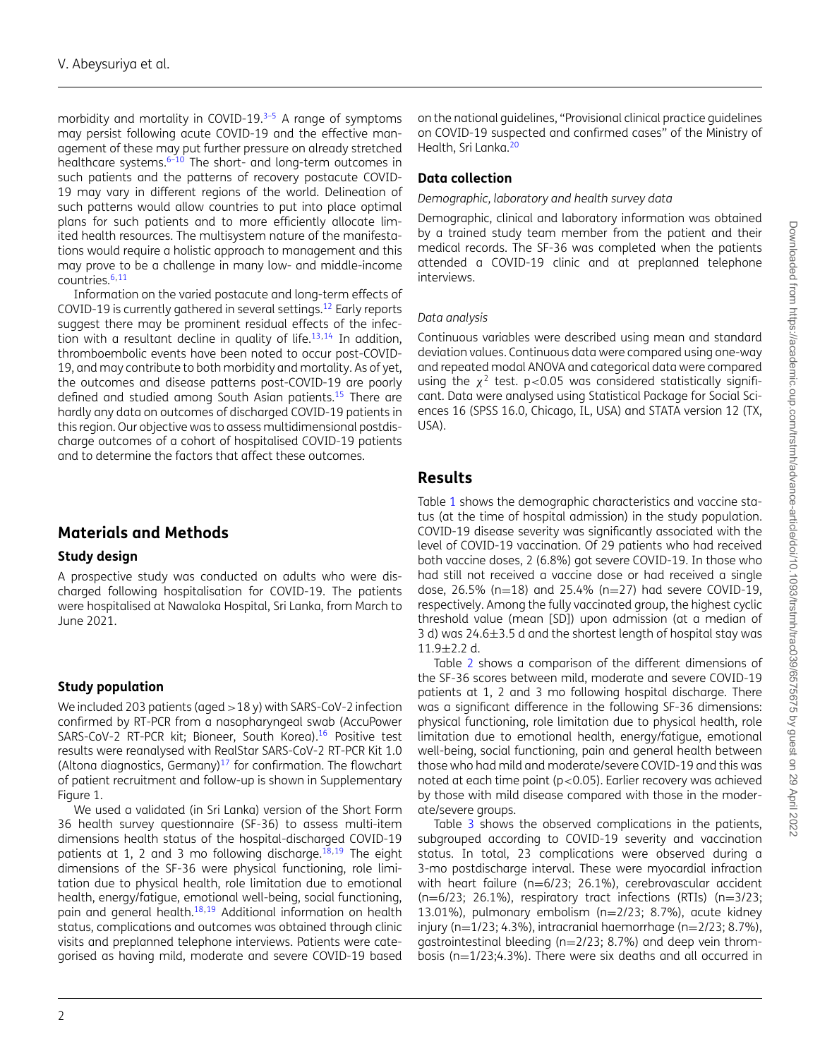morbidity and mortality in COVID-19.[3–5] A range of symptoms may persist following acute COVID-19 and the effective management of these may put further pressure on already stretched healthcare systems.[6–10] The short- and long-term outcomes in such patients and the patterns of recovery postacute COVID-19 may vary in different regions of the world. Delineation of such patterns would allow countries to put into place optimal plans for such patients and to more efficiently allocate limited health resources. The multisystem nature of the manifestations would require a holistic approach to management and this may prove to be a challenge in many low- and middle-income countries.[6,11]

Information on the varied postacute and long-term effects of COVID-19 is currently gathered in several settings.[12] Early reports suggest there may be prominent residual effects of the infection with a resultant decline in quality of life.[13,14] In addition, thromboembolic events have been noted to occur post-COVID-19, and may contribute to both morbidity and mortality. As of yet, the outcomes and disease patterns post-COVID-19 are poorly defined and studied among South Asian patients.[15] There are hardly any data on outcomes of discharged COVID-19 patients in this region. Our objective was to assess multidimensional postdischarge outcomes of a cohort of hospitalised COVID-19 patients and to determine the factors that affect these outcomes.

## Materials and Methods

### Study design

A prospective study was conducted on adults who were discharged following hospitalisation for COVID-19. The patients were hospitalised at Nawaloka Hospital, Sri Lanka, from March to June 2021.

### Study population

We included 203 patients (aged >18 y) with SARS-CoV-2 infection confirmed by RT-PCR from a nasopharyngeal swab (AccuPower SARS-CoV-2 RT-PCR kit; Bioneer, South Korea).[16] Positive test results were reanalysed with RealStar SARS-CoV-2 RT-PCR Kit 1.0 (Altona diagnostics, Germany)[17] for confirmation. The flowchart of patient recruitment and follow-up is shown in Supplementary Figure 1.

We used a validated (in Sri Lanka) version of the Short Form 36 health survey questionnaire (SF-36) to assess multi-item dimensions health status of the hospital-discharged COVID-19 patients at 1, 2 and 3 mo following discharge.[18,19] The eight dimensions of the SF-36 were physical functioning, role limitation due to physical health, role limitation due to emotional health, energy/fatigue, emotional well-being, social functioning, pain and general health.[18,19] Additional information on health status, complications and outcomes was obtained through clinic visits and preplanned telephone interviews. Patients were categorised as having mild, moderate and severe COVID-19 based on the national guidelines, "Provisional clinical practice guidelines on COVID-19 suspected and confirmed cases" of the Ministry of Health, Sri Lanka.[20]

### Data collection

*Demographic, laboratory and health survey data*

Demographic, clinical and laboratory information was obtained by a trained study team member from the patient and their medical records. The SF-36 was completed when the patients attended a COVID-19 clinic and at preplanned telephone interviews.

*Data analysis*

Continuous variables were described using mean and standard deviation values. Continuous data were compared using one-way and repeated modal ANOVA and categorical data were compared using the $\chi^2$ test. $p<0.05$ was considered statistically significant. Data were analysed using Statistical Package for Social Sciences 16 (SPSS 16.0, Chicago, IL, USA) and STATA version 12 (TX, USA).

## Results

Table 1 shows the demographic characteristics and vaccine status (at the time of hospital admission) in the study population. COVID-19 disease severity was significantly associated with the level of COVID-19 vaccination. Of 29 patients who had received both vaccine doses, 2 (6.8%) got severe COVID-19. In those who had still not received a vaccine dose or had received a single dose, 26.5% (n=18) and 25.4% (n=27) had severe COVID-19, respectively. Among the fully vaccinated group, the highest cyclic threshold value (mean [SD]) upon admission (at a median of 3 d) was 24.6±3.5 d and the shortest length of hospital stay was 11.9±2.2 d.

Table 2 shows a comparison of the different dimensions of the SF-36 scores between mild, moderate and severe COVID-19 patients at 1, 2 and 3 mo following hospital discharge. There was a significant difference in the following SF-36 dimensions: physical functioning, role limitation due to physical health, role limitation due to emotional health, energy/fatigue, emotional well-being, social functioning, pain and general health between those who had mild and moderate/severe COVID-19 and this was noted at each time point ($p<0.05$). Earlier recovery was achieved by those with mild disease compared with those in the moderate/severe groups.

Table 3 shows the observed complications in the patients, subgrouped according to COVID-19 severity and vaccination status. In total, 23 complications were observed during a 3-mo postdischarge interval. These were myocardial infraction with heart failure (n=6/23; 26.1%), cerebrovascular accident (n=6/23; 26.1%), respiratory tract infections (RTIs) (n=3/23; 13.01%), pulmonary embolism (n=2/23; 8.7%), acute kidney injury (n=1/23; 4.3%), intracranial haemorrhage (n=2/23; 8.7%), gastrointestinal bleeding (n=2/23; 8.7%) and deep vein thrombosis (n=1/23;4.3%). There were six deaths and all occurred in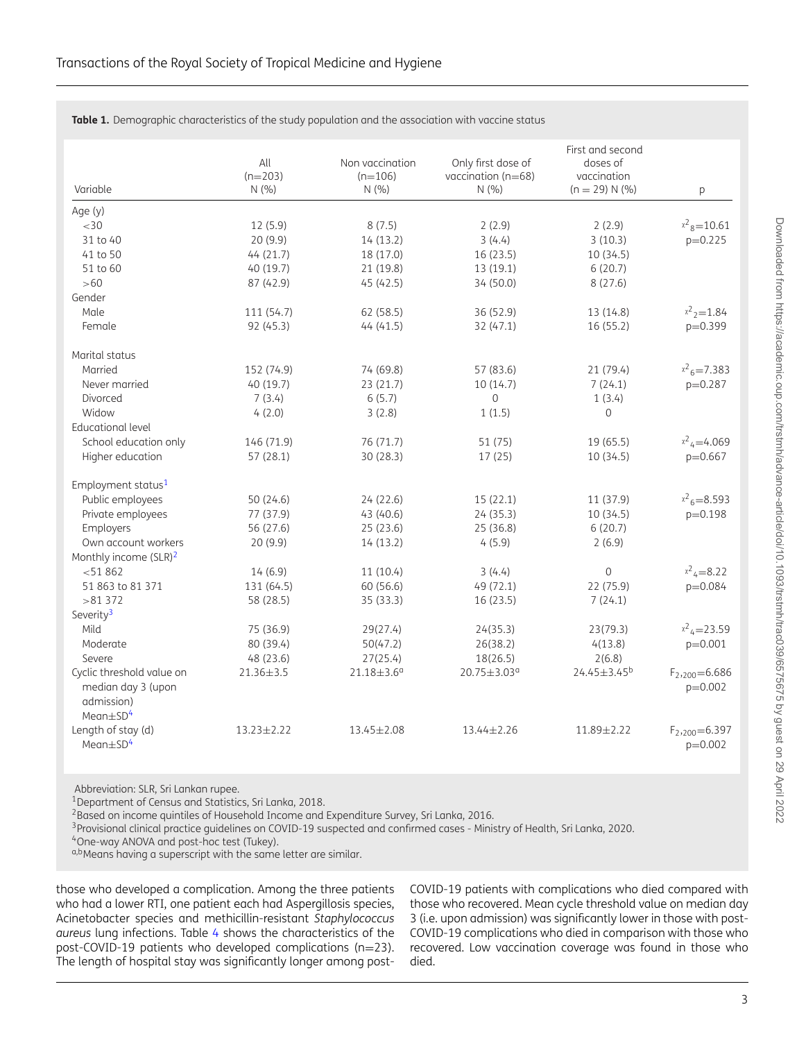**Table 1.** Demographic characteristics of the study population and the association with vaccine status

| Variable | All (n=203) N (%) | Non vaccination (n=106) N (%) | Only first dose of vaccination (n=68) N (%) | First and second doses of vaccination (n = 29) N (%) | p |
|---|---|---|---|---|---|
| Age (y) | | | | | |
| <30 | 12 (5.9) | 8 (7.5) | 2 (2.9) | 2 (2.9) | $\chi^2_8$=10.61 |
| 31 to 40 | 20 (9.9) | 14 (13.2) | 3 (4.4) | 3 (10.3) | p=0.225 |
| 41 to 50 | 44 (21.7) | 18 (17.0) | 16 (23.5) | 10 (34.5) | |
| 51 to 60 | 40 (19.7) | 21 (19.8) | 13 (19.1) | 6 (20.7) | |
| >60 | 87 (42.9) | 45 (42.5) | 34 (50.0) | 8 (27.6) | |
| Gender | | | | | |
| Male | 111 (54.7) | 62 (58.5) | 36 (52.9) | 13 (14.8) | $\chi^2_2$=1.84 |
| Female | 92 (45.3) | 44 (41.5) | 32 (47.1) | 16 (55.2) | p=0.399 |
| Marital status | | | | | |
| Married | 152 (74.9) | 74 (69.8) | 57 (83.6) | 21 (79.4) | $\chi^2_6$=7.383 |
| Never married | 40 (19.7) | 23 (21.7) | 10 (14.7) | 7 (24.1) | p=0.287 |
| Divorced | 7 (3.4) | 6 (5.7) | 0 | 1 (3.4) | |
| Widow | 4 (2.0) | 3 (2.8) | 1 (1.5) | 0 | |
| Educational level | | | | | |
| School education only | 146 (71.9) | 76 (71.7) | 51 (75) | 19 (65.5) | $\chi^2_4$=4.069 |
| Higher education | 57 (28.1) | 30 (28.3) | 17 (25) | 10 (34.5) | p=0.667 |
| Employment status[1] | | | | | |
| Public employees | 50 (24.6) | 24 (22.6) | 15 (22.1) | 11 (37.9) | $\chi^2_6$=8.593 |
| Private employees | 77 (37.9) | 43 (40.6) | 24 (35.3) | 10 (34.5) | p=0.198 |
| Employers | 56 (27.6) | 25 (23.6) | 25 (36.8) | 6 (20.7) | |
| Own account workers | 20 (9.9) | 14 (13.2) | 4 (5.9) | 2 (6.9) | |
| Monthly income (SLR)[2] | | | | | |
| <51 862 | 14 (6.9) | 11 (10.4) | 3 (4.4) | 0 | $\chi^2_4$=8.22 |
| 51 863 to 81 371 | 131 (64.5) | 60 (56.6) | 49 (72.1) | 22 (75.9) | p=0.084 |
| >81 372 | 58 (28.5) | 35 (33.3) | 16 (23.5) | 7 (24.1) | |
| Severity[3] | | | | | |
| Mild | 75 (36.9) | 29(27.4) | 24(35.3) | 23(79.3) | $\chi^2_4$=23.59 |
| Moderate | 80 (39.4) | 50(47.2) | 26(38.2) | 4(13.8) | p=0.001 |
| Severe | 48 (23.6) | 27(25.4) | 18(26.5) | 2(6.8) | |
| Cyclic threshold value on median day 3 (upon admission) Mean±SD[4] | 21.36±3.5 | 21.18±3.6[a] | 20.75±3.03[a] | 24.45±3.45[b] | $F_{2,200}$=6.686 p=0.002 |
| Length of stay (d) Mean±SD[4] | 13.23±2.22 | 13.45±2.08 | 13.44±2.26 | 11.89±2.22 | $F_{2,200}$=6.397 p=0.002 |

Abbreviation: SLR, Sri Lankan rupee.
[1]Department of Census and Statistics, Sri Lanka, 2018.
[2]Based on income quintiles of Household Income and Expenditure Survey, Sri Lanka, 2016.
[3]Provisional clinical practice guidelines on COVID-19 suspected and confirmed cases - Ministry of Health, Sri Lanka, 2020.
[4]One-way ANOVA and post-hoc test (Tukey).
[a,b]Means having a superscript with the same letter are similar.

those who developed a complication. Among the three patients who had a lower RTI, one patient each had Aspergillosis species, Acinetobacter species and methicillin-resistant *Staphylococcus aureus* lung infections. Table 4 shows the characteristics of the post-COVID-19 patients who developed complications (n=23). The length of hospital stay was significantly longer among post-COVID-19 patients with complications who died compared with those who recovered. Mean cycle threshold value on median day 3 (i.e. upon admission) was significantly lower in those with post-COVID-19 complications who died in comparison with those who recovered. Low vaccination coverage was found in those who died.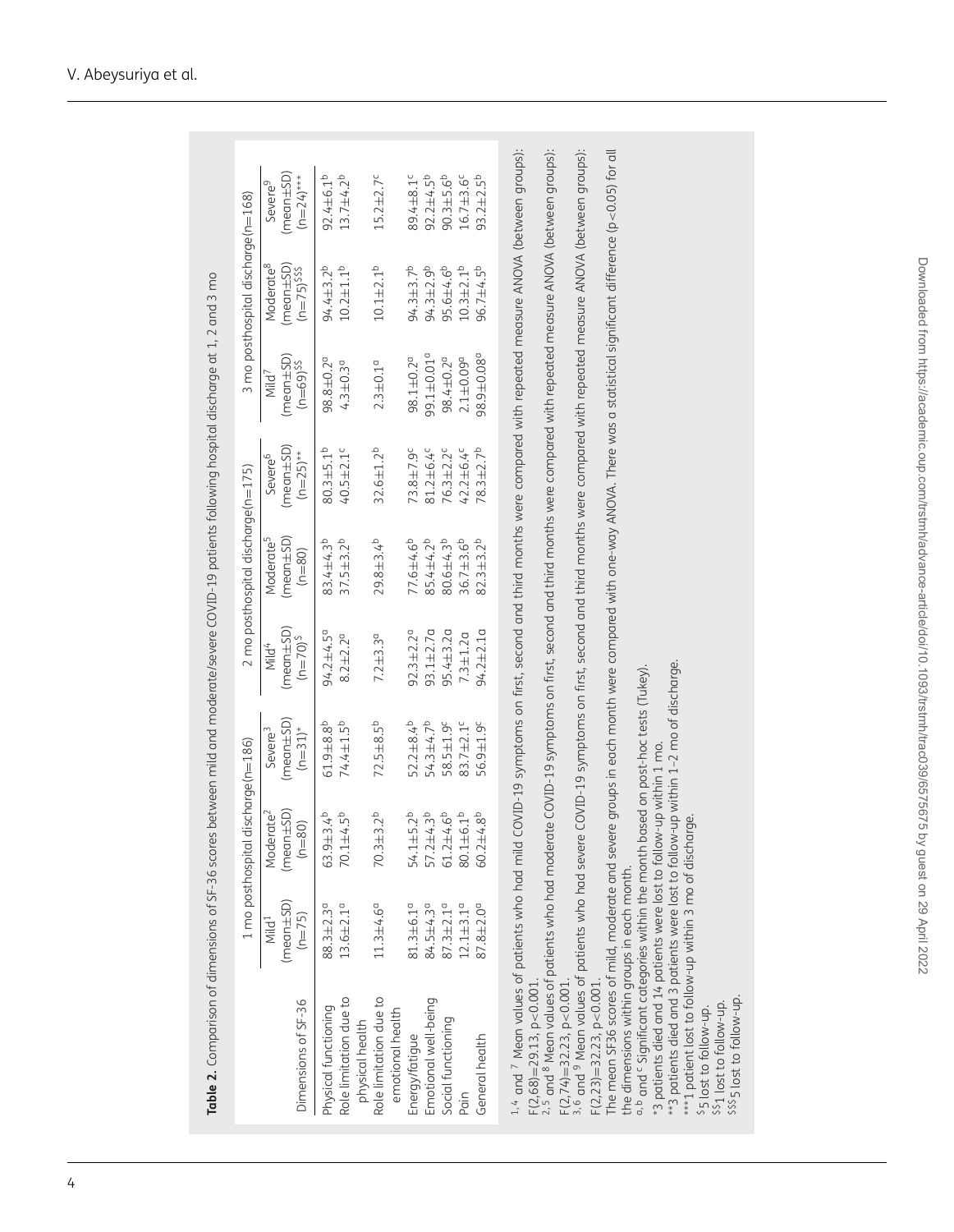**Table 2.** Comparison of dimensions of SF-36 scores between mild and moderate/severe COVID-19 patients following hospital discharge at 1, 2 and 3 mo

| Dimensions of SF-36 | 1 mo posthospital discharge(n=186) | | | 2 mo posthospital discharge(n=175) | | | 3 mo posthospital discharge(n=168) | | |
|---|---|---|---|---|---|---|---|---|---|
| | Mild[1] (mean±SD) (n=75) | Moderate[2] (mean±SD) (n=80) | Severe[3] (mean±SD) (n=31)* | Mild[4] (mean±SD) (n=70)$ | Moderate[5] (mean±SD) (n=80) | Severe[6] (mean±SD) (n=25)** | Mild[7] (mean±SD) (n=69)$$ | Moderate[8] (mean±SD) (n=75)$$$ | Severe[9] (mean±SD) (n=24)*** |
| Physical functioning | 88.3±2.3[a] | 63.9±3.4[b] | 61.9±8.8[b] | 94.2±4.5[a] | 83.4±4.3[b] | 80.3±5.1[b] | 98.8±0.2[a] | 94.4±3.2[b] | 92.4±6.1[b] |
| Role limitation due to physical health | 13.6±2.1[a] | 70.1±4.5[b] | 74.4±1.5[b] | 8.2±2.2[a] | 37.5±3.2[b] | 40.5±2.1[c] | 4.3±0.3[a] | 10.2±1.1[b] | 13.7±4.2[b] |
| Role limitation due to emotional health | 11.3±4.6[a] | 70.3±3.2[b] | 72.5±8.5[b] | 7.2±3.3[a] | 29.8±3.4[b] | 32.6±1.2[b] | 2.3±0.1[a] | 10.1±2.1[b] | 15.2±2.7[c] |
| Energy/fatigue | 81.3±6.1[a] | 54.1±5.2[b] | 52.2±8.4[b] | 92.3±2.2[a] | 77.6±4.6[b] | 73.8±7.9[c] | 98.1±0.2[a] | 94.3±3.7[b] | 89.4±8.1[c] |
| Emotional well-being | 84.5±4.3[a] | 57.2±4.3[b] | 54.3±4.7[b] | 93.1±2.7a | 85.4±4.2[b] | 81.2±6.4[c] | 99.1±0.01[a] | 94.3±2.9[b] | 92.2±4.5[b] |
| Social functioning | 87.3±2.1[a] | 61.2±4.6[b] | 58.5±1.9[c] | 95.4±3.2a | 80.6±4.3[b] | 76.3±2.2[c] | 98.4±0.2[a] | 95.6±4.6[b] | 90.3±5.6[b] |
| Pain | 12.1±3.1[a] | 80.1±6.1[b] | 83.7±2.1[c] | 7.3±1.2a | 36.7±3.6[b] | 42.2±6.4[c] | 2.1±0.09[a] | 10.3±2.1[b] | 16.7±3.6[c] |
| General health | 87.8±2.0[a] | 60.2±4.8[b] | 56.9±1.9[c] | 94.2±2.1a | 82.3±3.2[b] | 78.3±2.7[b] | 98.9±0.08[a] | 96.7±4.5[b] | 93.2±2.5[b] |

[1,4] and [7] Mean values of patients who had mild COVID-19 symptoms on first, second and third months were compared with repeated measure ANOVA (between groups): $F(2,68)=29.13$, $p<0.001$.
[2,5] and [8] Mean values of patients who had moderate COVID-19 symptoms on first, second and third months were compared with repeated measure ANOVA (between groups): $F(2,74)=32.23$, $p<0.001$.
[3,6] and [9] Mean values of patients who had severe COVID-19 symptoms on first, second and third months were compared with repeated measure ANOVA (between groups): $F(2,23)=32.23$, $p<0.001$.
The mean SF36 scores of mild, moderate and severe groups in each month were compared with one-way ANOVA. There was a statistical significant difference ($p<0.05$) for all the dimensions within groups in each month.
[a,b] and [c] Significant categories within the month based on post-hoc tests (Tukey).
*3 patients died and 14 patients were lost to follow-up within 1 mo.
**3 patients died and 3 patients were lost to follow-up within 1–2 mo of discharge.
***1 patient lost to follow-up within 3 mo of discharge.
$5 lost to follow-up.
$$1 lost to follow-up.
$$$5 lost to follow-up.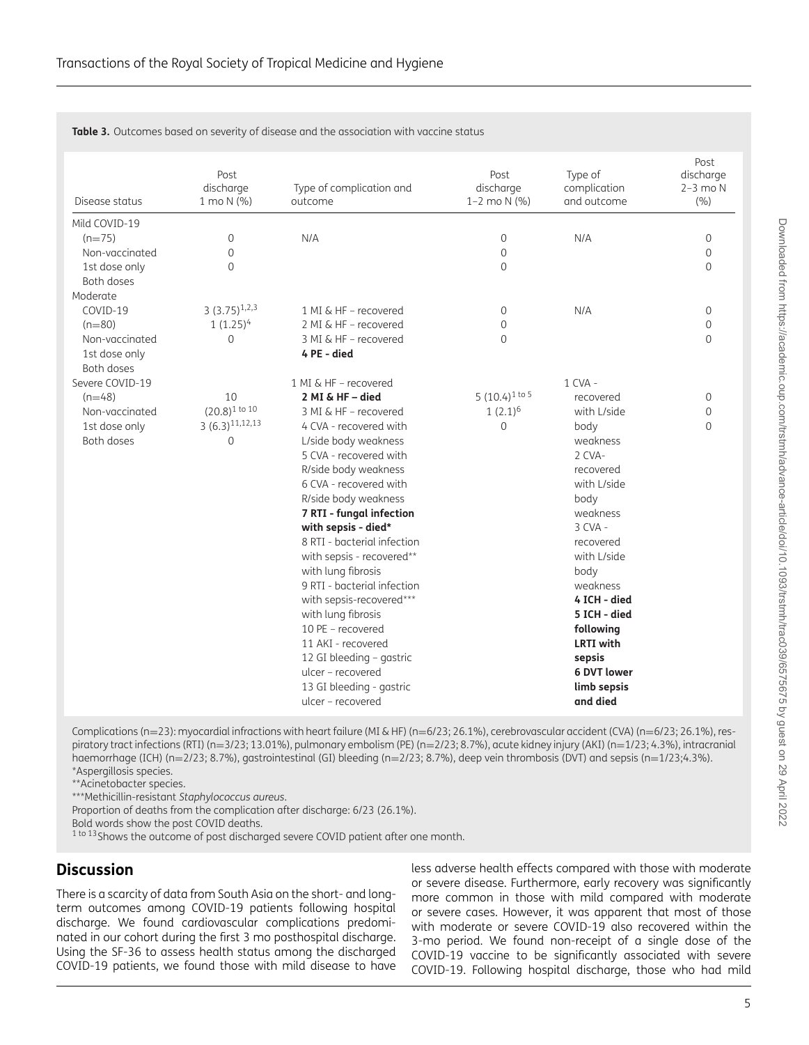**Table 3.** Outcomes based on severity of disease and the association with vaccine status

| Disease status | Post discharge 1 mo N (%) | Type of complication and outcome | Post discharge 1–2 mo N (%) | Type of complication and outcome | Post discharge 2–3 mo N (%) |
|---|---|---|---|---|---|
| Mild COVID-19 (n=75) | | | | | |
| Non-vaccinated | 0 | N/A | 0 | N/A | 0 |
| 1st dose only | 0 | | 0 | | 0 |
| Both doses | 0 | | 0 | | 0 |
| Moderate COVID-19 (n=80) | | | | | |
| Non-vaccinated | 3 (3.75)[1,2,3] | 1 MI & HF – recovered<br>2 MI & HF – recovered<br>3 MI & HF – recovered<br>**4 PE - died** | 0 | N/A | 0 |
| 1st dose only | 1 (1.25)[4] | | 0 | | 0 |
| Both doses | 0 | | 0 | | 0 |
| Severe COVID-19 (n=48) | | | | | |
| Non-vaccinated | 10 (20.8)[1 to 10] | 1 MI & HF – recovered<br>**2 MI & HF – died**<br>3 MI & HF – recovered<br>4 CVA - recovered with L/side body weakness<br>5 CVA - recovered with R/side body weakness<br>6 CVA - recovered with R/side body weakness<br>**7 RTI - fungal infection with sepsis - died***<br>8 RTI - bacterial infection with sepsis - recovered** with lung fibrosis<br>9 RTI - bacterial infection with sepsis-recovered*** with lung fibrosis<br>10 PE – recovered<br>11 AKI - recovered<br>12 GI bleeding – gastric ulcer – recovered<br>13 GI bleeding - gastric ulcer – recovered | 5 (10.4)[1 to 5] | 1 CVA - recovered with L/side body weakness<br>2 CVA- recovered with L/side body weakness<br>3 CVA - recovered with L/side body weakness<br>**4 ICH - died**<br>**5 ICH - died following LRTI with sepsis**<br>**6 DVT lower limb sepsis and died** | 0 |
| 1st dose only | 3 (6.3)[11,12,13] | | 1 (2.1)[6] | | 0 |
| Both doses | 0 | | 0 | | 0 |

Complications (n=23): myocardial infractions with heart failure (MI & HF) (n=6/23; 26.1%), cerebrovascular accident (CVA) (n=6/23; 26.1%), respiratory tract infections (RTI) (n=3/23; 13.01%), pulmonary embolism (PE) (n=2/23; 8.7%), acute kidney injury (AKI) (n=1/23; 4.3%), intracranial haemorrhage (ICH) (n=2/23; 8.7%), gastrointestinal (GI) bleeding (n=2/23; 8.7%), deep vein thrombosis (DVT) and sepsis (n=1/23;4.3%).
*Aspergillosis species.
**Acinetobacter species.
***Methicillin-resistant *Staphylococcus aureus*.
Proportion of deaths from the complication after discharge: 6/23 (26.1%).
Bold words show the post COVID deaths.
[1 to 13] Shows the outcome of post discharged severe COVID patient after one month.

## Discussion

There is a scarcity of data from South Asia on the short- and long-term outcomes among COVID-19 patients following hospital discharge. We found cardiovascular complications predominated in our cohort during the first 3 mo posthospital discharge. Using the SF-36 to assess health status among the discharged COVID-19 patients, we found those with mild disease to have less adverse health effects compared with those with moderate or severe disease. Furthermore, early recovery was significantly more common in those with mild compared with moderate or severe cases. However, it was apparent that most of those with moderate or severe COVID-19 also recovered within the 3-mo period. We found non-receipt of a single dose of the COVID-19 vaccine to be significantly associated with severe COVID-19. Following hospital discharge, those who had mild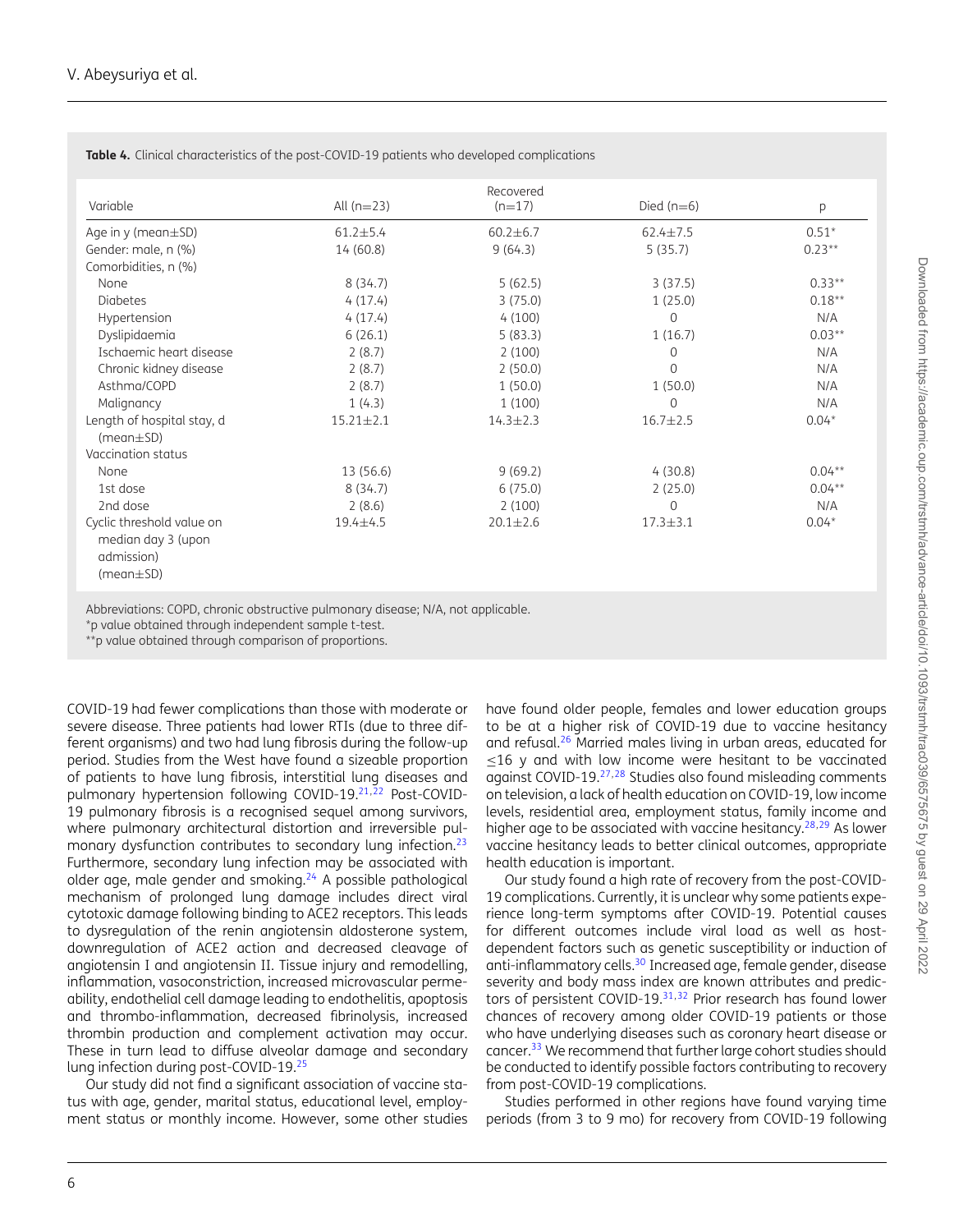**Table 4.** Clinical characteristics of the post-COVID-19 patients who developed complications

| Variable | All (n=23) | Recovered (n=17) | Died (n=6) | p |
|---|---|---|---|---|
| Age in y (mean±SD) | 61.2±5.4 | 60.2±6.7 | 62.4±7.5 | 0.51* |
| Gender: male, n (%) | 14 (60.8) | 9 (64.3) | 5 (35.7) | 0.23** |
| Comorbidities, n (%) | | | | |
| None | 8 (34.7) | 5 (62.5) | 3 (37.5) | 0.33** |
| Diabetes | 4 (17.4) | 3 (75.0) | 1 (25.0) | 0.18** |
| Hypertension | 4 (17.4) | 4 (100) | 0 | N/A |
| Dyslipidaemia | 6 (26.1) | 5 (83.3) | 1 (16.7) | 0.03** |
| Ischaemic heart disease | 2 (8.7) | 2 (100) | 0 | N/A |
| Chronic kidney disease | 2 (8.7) | 2 (50.0) | 0 | N/A |
| Asthma/COPD | 2 (8.7) | 1 (50.0) | 1 (50.0) | N/A |
| Malignancy | 1 (4.3) | 1 (100) | 0 | N/A |
| Length of hospital stay, d (mean±SD) | 15.21±2.1 | 14.3±2.3 | 16.7±2.5 | 0.04* |
| Vaccination status | | | | |
| None | 13 (56.6) | 9 (69.2) | 4 (30.8) | 0.04** |
| 1st dose | 8 (34.7) | 6 (75.0) | 2 (25.0) | 0.04** |
| 2nd dose | 2 (8.6) | 2 (100) | 0 | N/A |
| Cyclic threshold value on median day 3 (upon admission) (mean±SD) | 19.4±4.5 | 20.1±2.6 | 17.3±3.1 | 0.04* |

Abbreviations: COPD, chronic obstructive pulmonary disease; N/A, not applicable.
*p value obtained through independent sample t-test.
**p value obtained through comparison of proportions.

COVID-19 had fewer complications than those with moderate or severe disease. Three patients had lower RTIs (due to three different organisms) and two had lung fibrosis during the follow-up period. Studies from the West have found a sizeable proportion of patients to have lung fibrosis, interstitial lung diseases and pulmonary hypertension following COVID-19.[21,22] Post-COVID-19 pulmonary fibrosis is a recognised sequel among survivors, where pulmonary architectural distortion and irreversible pulmonary dysfunction contributes to secondary lung infection.[23] Furthermore, secondary lung infection may be associated with older age, male gender and smoking.[24] A possible pathological mechanism of prolonged lung damage includes direct viral cytotoxic damage following binding to ACE2 receptors. This leads to dysregulation of the renin angiotensin aldosterone system, downregulation of ACE2 action and decreased cleavage of angiotensin I and angiotensin II. Tissue injury and remodelling, inflammation, vasoconstriction, increased microvascular permeability, endothelial cell damage leading to endothelitis, apoptosis and thrombo-inflammation, decreased fibrinolysis, increased thrombin production and complement activation may occur. These in turn lead to diffuse alveolar damage and secondary lung infection during post-COVID-19.[25]

Our study did not find a significant association of vaccine status with age, gender, marital status, educational level, employment status or monthly income. However, some other studies have found older people, females and lower education groups to be at a higher risk of COVID-19 due to vaccine hesitancy and refusal.[26] Married males living in urban areas, educated for ≤16 y and with low income were hesitant to be vaccinated against COVID-19.[27,28] Studies also found misleading comments on television, a lack of health education on COVID-19, low income levels, residential area, employment status, family income and higher age to be associated with vaccine hesitancy.[28,29] As lower vaccine hesitancy leads to better clinical outcomes, appropriate health education is important.

Our study found a high rate of recovery from the post-COVID-19 complications. Currently, it is unclear why some patients experience long-term symptoms after COVID-19. Potential causes for different outcomes include viral load as well as host-dependent factors such as genetic susceptibility or induction of anti-inflammatory cells.[30] Increased age, female gender, disease severity and body mass index are known attributes and predictors of persistent COVID-19.[31,32] Prior research has found lower chances of recovery among older COVID-19 patients or those who have underlying diseases such as coronary heart disease or cancer.[33] We recommend that further large cohort studies should be conducted to identify possible factors contributing to recovery from post-COVID-19 complications.

Studies performed in other regions have found varying time periods (from 3 to 9 mo) for recovery from COVID-19 following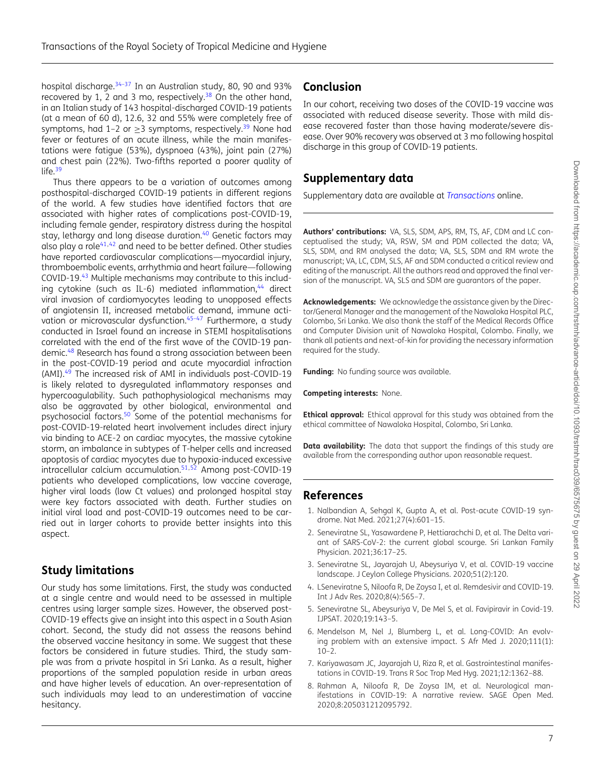hospital discharge.[34–37] In an Australian study, 80, 90 and 93% recovered by 1, 2 and 3 mo, respectively.[38] On the other hand, in an Italian study of 143 hospital-discharged COVID-19 patients (at a mean of 60 d), 12.6, 32 and 55% were completely free of symptoms, had 1–2 or ≥3 symptoms, respectively.[39] None had fever or features of an acute illness, while the main manifestations were fatigue (53%), dyspnoea (43%), joint pain (27%) and chest pain (22%). Two-fifths reported a poorer quality of life.[39]

Thus there appears to be a variation of outcomes among posthospital-discharged COVID-19 patients in different regions of the world. A few studies have identified factors that are associated with higher rates of complications post-COVID-19, including female gender, respiratory distress during the hospital stay, lethargy and long disease duration.[40] Genetic factors may also play a role[41,42] and need to be better defined. Other studies have reported cardiovascular complications—myocardial injury, thromboembolic events, arrhythmia and heart failure—following COVID-19.[43] Multiple mechanisms may contribute to this including cytokine (such as IL-6) mediated inflammation,[44] direct viral invasion of cardiomyocytes leading to unopposed effects of angiotensin II, increased metabolic demand, immune activation or microvascular dysfunction.[45–47] Furthermore, a study conducted in Israel found an increase in STEMI hospitalisations correlated with the end of the first wave of the COVID-19 pandemic.[48] Research has found a strong association between been in the post-COVID-19 period and acute myocardial infraction (AMI).[49] The increased risk of AMI in individuals post-COVID-19 is likely related to dysregulated inflammatory responses and hypercoagulability. Such pathophysiological mechanisms may also be aggravated by other biological, environmental and psychosocial factors.[50] Some of the potential mechanisms for post-COVID-19-related heart involvement includes direct injury via binding to ACE-2 on cardiac myocytes, the massive cytokine storm, an imbalance in subtypes of T-helper cells and increased apoptosis of cardiac myocytes due to hypoxia-induced excessive intracellular calcium accumulation.[51,52] Among post-COVID-19 patients who developed complications, low vaccine coverage, higher viral loads (low Ct values) and prolonged hospital stay were key factors associated with death. Further studies on initial viral load and post-COVID-19 outcomes need to be carried out in larger cohorts to provide better insights into this aspect.

## Study limitations

Our study has some limitations. First, the study was conducted at a single centre and would need to be assessed in multiple centres using larger sample sizes. However, the observed post-COVID-19 effects give an insight into this aspect in a South Asian cohort. Second, the study did not assess the reasons behind the observed vaccine hesitancy in some. We suggest that these factors be considered in future studies. Third, the study sample was from a private hospital in Sri Lanka. As a result, higher proportions of the sampled population reside in urban areas and have higher levels of education. An over-representation of such individuals may lead to an underestimation of vaccine hesitancy.

## Conclusion

In our cohort, receiving two doses of the COVID-19 vaccine was associated with reduced disease severity. Those with mild disease recovered faster than those having moderate/severe disease. Over 90% recovery was observed at 3 mo following hospital discharge in this group of COVID-19 patients.

## Supplementary data

Supplementary data are available at *Transactions* online.

**Authors' contributions:** VA, SLS, SDM, APS, RM, TS, AF, CDM and LC conceptualised the study; VA, RSW, SM and PDM collected the data; VA, SLS, SDM, and RM analysed the data; VA, SLS, SDM and RM wrote the manuscript; VA, LC, CDM, SLS, AF and SDM conducted a critical review and editing of the manuscript. All the authors read and approved the final version of the manuscript. VA, SLS and SDM are guarantors of the paper.

**Acknowledgements:** We acknowledge the assistance given by the Director/General Manager and the management of the Nawaloka Hospital PLC, Colombo, Sri Lanka. We also thank the staff of the Medical Records Office and Computer Division unit of Nawaloka Hospital, Colombo. Finally, we thank all patients and next-of-kin for providing the necessary information required for the study.

**Funding:** No funding source was available.

**Competing interests:** None.

**Ethical approval:** Ethical approval for this study was obtained from the ethical committee of Nawaloka Hospital, Colombo, Sri Lanka.

**Data availability:** The data that support the findings of this study are available from the corresponding author upon reasonable request.

## References

1. Nalbandian A, Sehgal K, Gupta A, et al. Post-acute COVID-19 syndrome. Nat Med. 2021;27(4):601–15.
2. Seneviratne SL, Yasawardene P, Hettiarachchi D, et al. The Delta variant of SARS-CoV-2: the current global scourge. Sri Lankan Family Physician. 2021;36:17–25.
3. Seneviratne SL, Jayarajah U, Abeysuriya V, et al. COVID-19 vaccine landscape. J Ceylon College Physicians. 2020;51(2):120.
4. LSeneviratne S, Niloofa R, De Zoysa I, et al. Remdesivir and COVID-19. Int J Adv Res. 2020;8(4):565–7.
5. Seneviratne SL, Abeysuriya V, De Mel S, et al. Favipiravir in Covid-19. IJPSAT. 2020;19:143–5.
6. Mendelson M, Nel J, Blumberg L, et al. Long-COVID: An evolving problem with an extensive impact. S Afr Med J. 2020;111(1):10–2.
7. Kariyawasam JC, Jayarajah U, Riza R, et al. Gastrointestinal manifestations in COVID-19. Trans R Soc Trop Med Hyg. 2021;12:1362–88.
8. Rahman A, Niloofa R, De Zoysa IM, et al. Neurological manifestations in COVID-19: A narrative review. SAGE Open Med. 2020;8:205031212095792.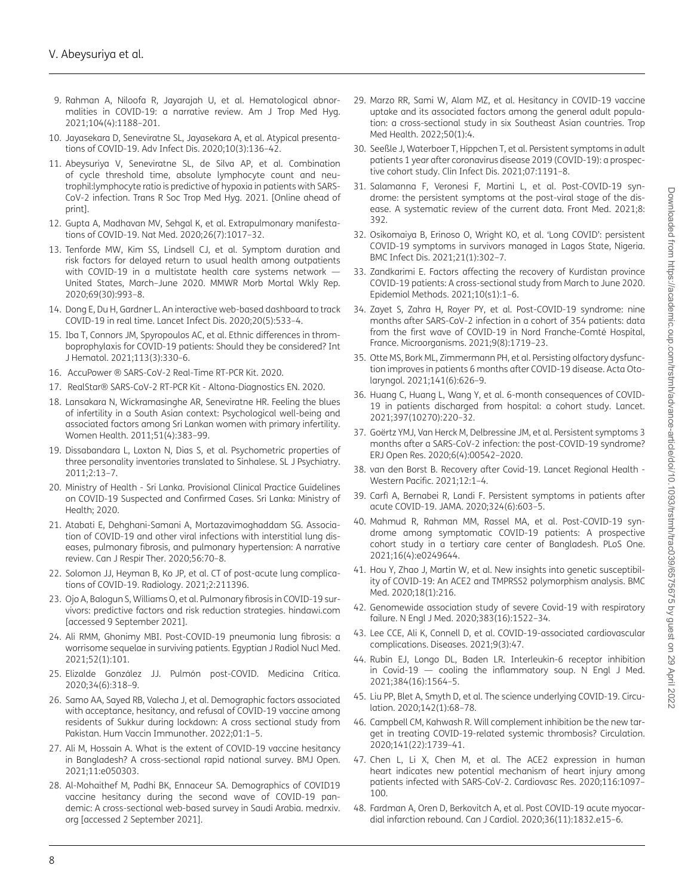9. Rahman A, Niloofa R, Jayarajah U, et al. Hematological abnormalities in COVID-19: a narrative review. Am J Trop Med Hyg. 2021;104(4):1188–201.
10. Jayasekara D, Seneviratne SL, Jayasekara A, et al. Atypical presentations of COVID-19. Adv Infect Dis. 2020;10(3):136–42.
11. Abeysuriya V, Seneviratne SL, de Silva AP, et al. Combination of cycle threshold time, absolute lymphocyte count and neutrophil:lymphocyte ratio is predictive of hypoxia in patients with SARS-CoV-2 infection. Trans R Soc Trop Med Hyg. 2021. [Online ahead of print].
12. Gupta A, Madhavan MV, Sehgal K, et al. Extrapulmonary manifestations of COVID-19. Nat Med. 2020;26(7):1017–32.
13. Tenforde MW, Kim SS, Lindsell CJ, et al. Symptom duration and risk factors for delayed return to usual health among outpatients with COVID-19 in a multistate health care systems network — United States, March–June 2020. MMWR Morb Mortal Wkly Rep. 2020;69(30):993–8.
14. Dong E, Du H, Gardner L. An interactive web-based dashboard to track COVID-19 in real time. Lancet Infect Dis. 2020;20(5):533–4.
15. Iba T, Connors JM, Spyropoulos AC, et al. Ethnic differences in thromboprophylaxis for COVID-19 patients: Should they be considered? Int J Hematol. 2021;113(3):330–6.
16. AccuPower ® SARS-CoV-2 Real-Time RT-PCR Kit. 2020.
17. RealStar® SARS-CoV-2 RT-PCR Kit - Altona-Diagnostics EN. 2020.
18. Lansakara N, Wickramasinghe AR, Seneviratne HR. Feeling the blues of infertility in a South Asian context: Psychological well-being and associated factors among Sri Lankan women with primary infertility. Women Health. 2011;51(4):383–99.
19. Dissabandara L, Loxton N, Dias S, et al. Psychometric properties of three personality inventories translated to Sinhalese. SL J Psychiatry. 2011;2:13–7.
20. Ministry of Health - Sri Lanka. Provisional Clinical Practice Guidelines on COVID-19 Suspected and Confirmed Cases. Sri Lanka: Ministry of Health; 2020.
21. Atabati E, Dehghani-Samani A, Mortazavimoghaddam SG. Association of COVID-19 and other viral infections with interstitial lung diseases, pulmonary fibrosis, and pulmonary hypertension: A narrative review. Can J Respir Ther. 2020;56:70–8.
22. Solomon JJ, Heyman B, Ko JP, et al. CT of post-acute lung complications of COVID-19. Radiology. 2021;2:211396.
23. Ojo A, Balogun S, Williams O, et al. Pulmonary fibrosis in COVID-19 survivors: predictive factors and risk reduction strategies. hindawi.com [accessed 9 September 2021].
24. Ali RMM, Ghonimy MBI. Post-COVID-19 pneumonia lung fibrosis: a worrisome sequelae in surviving patients. Egyptian J Radiol Nucl Med. 2021;52(1):101.
25. Elizalde González JJ. Pulmón post-COVID. Medicina Critica. 2020;34(6):318–9.
26. Samo AA, Sayed RB, Valecha J, et al. Demographic factors associated with acceptance, hesitancy, and refusal of COVID-19 vaccine among residents of Sukkur during lockdown: A cross sectional study from Pakistan. Hum Vaccin Immunother. 2022;01:1–5.
27. Ali M, Hossain A. What is the extent of COVID-19 vaccine hesitancy in Bangladesh? A cross-sectional rapid national survey. BMJ Open. 2021;11:e050303.
28. Al-Mohaithef M, Padhi BK, Ennaceur SA. Demographics of COVID19 vaccine hesitancy during the second wave of COVID-19 pandemic: A cross-sectional web-based survey in Saudi Arabia. medrxiv.org [accessed 2 September 2021].
29. Marzo RR, Sami W, Alam MZ, et al. Hesitancy in COVID-19 vaccine uptake and its associated factors among the general adult population: a cross-sectional study in six Southeast Asian countries. Trop Med Health. 2022;50(1):4.
30. Seeßle J, Waterboer T, Hippchen T, et al. Persistent symptoms in adult patients 1 year after coronavirus disease 2019 (COVID-19): a prospective cohort study. Clin Infect Dis. 2021;07:1191–8.
31. Salamanna F, Veronesi F, Martini L, et al. Post-COVID-19 syndrome: the persistent symptoms at the post-viral stage of the disease. A systematic review of the current data. Front Med. 2021;8:392.
32. Osikomaiya B, Erinoso O, Wright KO, et al. 'Long COVID': persistent COVID-19 symptoms in survivors managed in Lagos State, Nigeria. BMC Infect Dis. 2021;21(1):302–7.
33. Zandkarimi E. Factors affecting the recovery of Kurdistan province COVID-19 patients: A cross-sectional study from March to June 2020. Epidemiol Methods. 2021;10(s1):1–6.
34. Zayet S, Zahra H, Royer PY, et al. Post-COVID-19 syndrome: nine months after SARS-CoV-2 infection in a cohort of 354 patients: data from the first wave of COVID-19 in Nord Franche-Comté Hospital, France. Microorganisms. 2021;9(8):1719–23.
35. Otte MS, Bork ML, Zimmermann PH, et al. Persisting olfactory dysfunction improves in patients 6 months after COVID-19 disease. Acta Otolaryngol. 2021;141(6):626–9.
36. Huang C, Huang L, Wang Y, et al. 6-month consequences of COVID-19 in patients discharged from hospital: a cohort study. Lancet. 2021;397(10270):220–32.
37. Goërtz YMJ, Van Herck M, Delbressine JM, et al. Persistent symptoms 3 months after a SARS-CoV-2 infection: the post-COVID-19 syndrome? ERJ Open Res. 2020;6(4):00542–2020.
38. van den Borst B. Recovery after Covid-19. Lancet Regional Health - Western Pacific. 2021;12:1–4.
39. Carfì A, Bernabei R, Landi F. Persistent symptoms in patients after acute COVID-19. JAMA. 2020;324(6):603–5.
40. Mahmud R, Rahman MM, Rassel MA, et al. Post-COVID-19 syndrome among symptomatic COVID-19 patients: A prospective cohort study in a tertiary care center of Bangladesh. PLoS One. 2021;16(4):e0249644.
41. Hou Y, Zhao J, Martin W, et al. New insights into genetic susceptibility of COVID-19: An ACE2 and TMPRSS2 polymorphism analysis. BMC Med. 2020;18(1):216.
42. Genomewide association study of severe Covid-19 with respiratory failure. N Engl J Med. 2020;383(16):1522–34.
43. Lee CCE, Ali K, Connell D, et al. COVID-19-associated cardiovascular complications. Diseases. 2021;9(3):47.
44. Rubin EJ, Longo DL, Baden LR. Interleukin-6 receptor inhibition in Covid-19 — cooling the inflammatory soup. N Engl J Med. 2021;384(16):1564–5.
45. Liu PP, Blet A, Smyth D, et al. The science underlying COVID-19. Circulation. 2020;142(1):68–78.
46. Campbell CM, Kahwash R. Will complement inhibition be the new target in treating COVID-19-related systemic thrombosis? Circulation. 2020;141(22):1739–41.
47. Chen L, Li X, Chen M, et al. The ACE2 expression in human heart indicates new potential mechanism of heart injury among patients infected with SARS-CoV-2. Cardiovasc Res. 2020;116:1097–100.
48. Fardman A, Oren D, Berkovitch A, et al. Post COVID-19 acute myocardial infarction rebound. Can J Cardiol. 2020;36(11):1832.e15–6.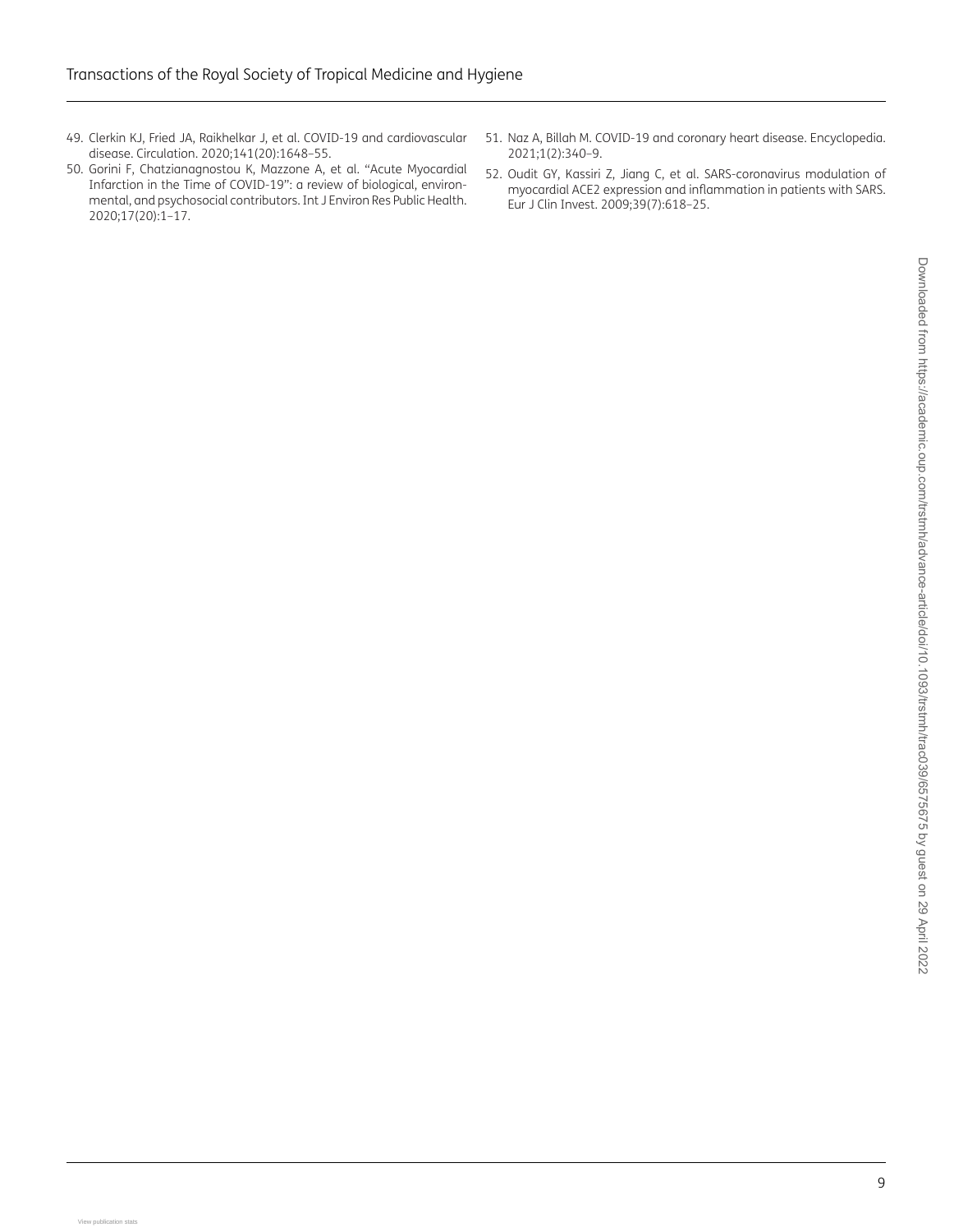49. Clerkin KJ, Fried JA, Raikhelkar J, et al. COVID-19 and cardiovascular disease. Circulation. 2020;141(20):1648–55.
50. Gorini F, Chatzianagnostou K, Mazzone A, et al. "Acute Myocardial Infarction in the Time of COVID-19": a review of biological, environmental, and psychosocial contributors. Int J Environ Res Public Health. 2020;17(20):1–17.
51. Naz A, Billah M. COVID-19 and coronary heart disease. Encyclopedia. 2021;1(2):340–9.
52. Oudit GY, Kassiri Z, Jiang C, et al. SARS-coronavirus modulation of myocardial ACE2 expression and inflammation in patients with SARS. Eur J Clin Invest. 2009;39(7):618–25.